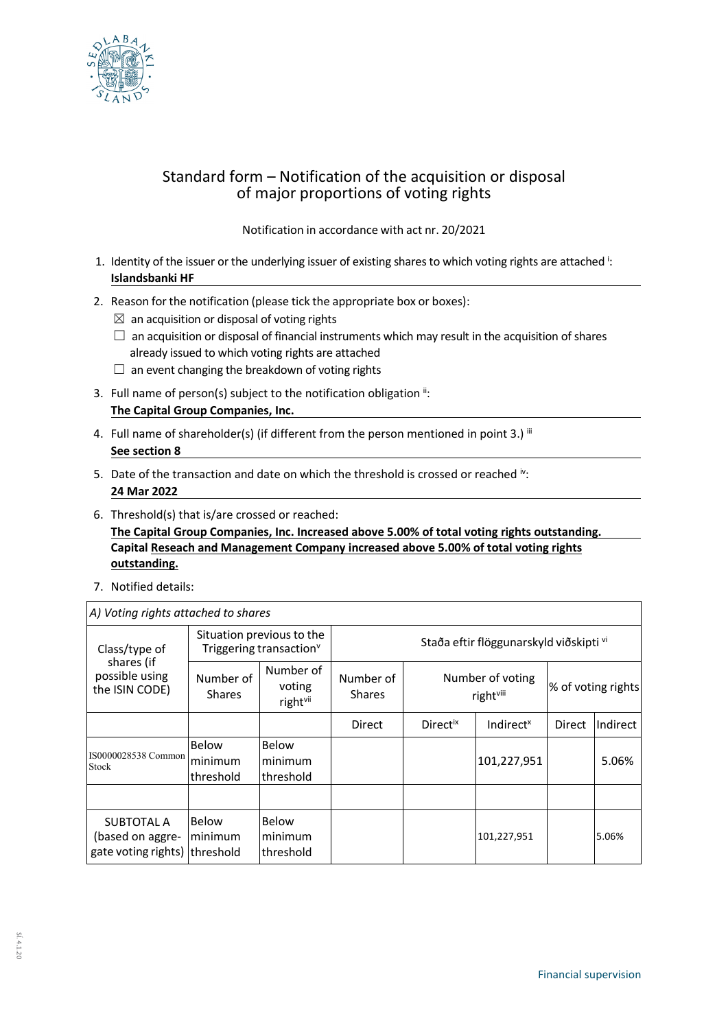# Standard form – Notification of the acquisition or disposal of major proportions of voting rights

Notification in accordance with act nr. 20/2021

1. Identity of the issuer or the underlying issuer of existing shares to which voting rights are attached [i]:
   **Islandsbanki HF**

2. Reason for the notification (please tick the appropriate box or boxes):
   ☒ an acquisition or disposal of voting rights
   ☐ an acquisition or disposal of financial instruments which may result in the acquisition of shares already issued to which voting rights are attached
   ☐ an event changing the breakdown of voting rights

3. Full name of person(s) subject to the notification obligation [ii]:
   **The Capital Group Companies, Inc.**

4. Full name of shareholder(s) (if different from the person mentioned in point 3.) [iii]
   **See section 8**

5. Date of the transaction and date on which the threshold is crossed or reached [iv]:
   **24 Mar 2022**

6. Threshold(s) that is/are crossed or reached:
   **The Capital Group Companies, Inc. Increased above 5.00% of total voting rights outstanding. Capital Reseach and Management Company increased above 5.00% of total voting rights outstanding.**

7. Notified details:

*A) Voting rights attached to shares*

| Class/type of shares (if possible using the ISIN CODE) | Situation previous to the Triggering transaction[v] | | Staða eftir flöggunarskyld viðskipti [vi] | | | | |
|---|---|---|---|---|---|---|---|
| | Number of Shares | Number of voting right[vii] | Number of Shares | Number of voting right[viii] | | % of voting rights | |
| | | | Direct | Direct[ix] | Indirect[x] | Direct | Indirect |
| IS0000028538 Common Stock | Below minimum threshold | Below minimum threshold | | | 101,227,951 | | 5.06% |
| | | | | | | | |
| SUBTOTAL A (based on aggregate voting rights) | Below minimum threshold | Below minimum threshold | | | 101,227,951 | | 5.06% |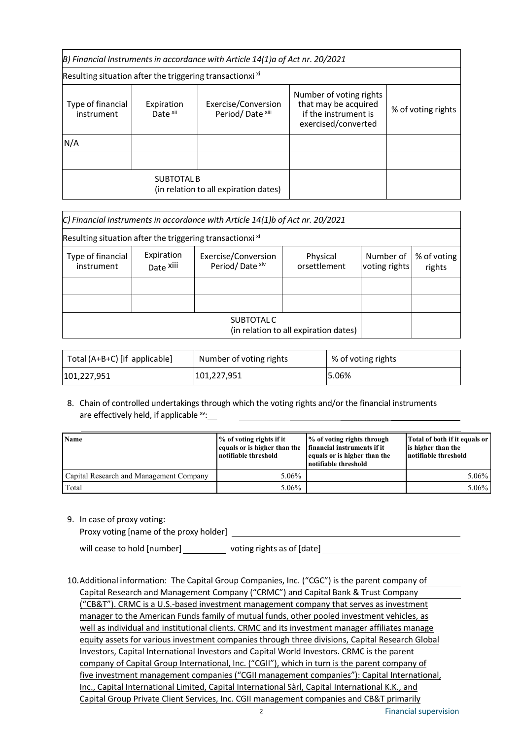*B) Financial Instruments in accordance with Article 14(1)a of Act nr. 20/2021*

| Resulting situation after the triggering transactioni [xi] | | | | |
|---|---|---|---|---|
| Type of financial instrument | Expiration Date [xii] | Exercise/Conversion Period/ Date [xiii] | Number of voting rights that may be acquired if the instrument is exercised/converted | % of voting rights |
| N/A | | | | |
| | | | | |
| SUBTOTAL B (in relation to all expiration dates) | | | | |

*C) Financial Instruments in accordance with Article 14(1)b of Act nr. 20/2021*

| Resulting situation after the triggering transactioni [xi] | | | | | |
|---|---|---|---|---|---|
| Type of financial instrument | Expiration Date [xiii] | Exercise/Conversion Period/ Date [xiv] | Physical orsettlement | Number of voting rights | % of voting rights |
| | | | | | |
| | | | | | |
| SUBTOTAL C (in relation to all expiration dates) | | | | | |

| Total (A+B+C) [if applicable] | Number of voting rights | % of voting rights |
|---|---|---|
| 101,227,951 | 101,227,951 | 5.06% |

8. Chain of controlled undertakings through which the voting rights and/or the financial instruments are effectively held, if applicable [xv]:

| Name | % of voting rights if it equals or is higher than the notifiable threshold | % of voting rights through financial instruments if it equals or is higher than the notifiable threshold | Total of both if it equals or is higher than the notifiable threshold |
|---|---|---|---|
| Capital Research and Management Company | 5.06% | | 5.06% |
| Total | 5.06% | | 5.06% |

9. In case of proxy voting:
   Proxy voting [name of the proxy holder] \_\_\_\_\_\_\_\_\_\_
   will cease to hold [number] \_\_\_\_\_\_ voting rights as of [date] \_\_\_\_\_\_\_\_\_\_

10. Additional information: The Capital Group Companies, Inc. ("CGC") is the parent company of Capital Research and Management Company ("CRMC") and Capital Bank & Trust Company ("CB&T"). CRMC is a U.S.-based investment management company that serves as investment manager to the American Funds family of mutual funds, other pooled investment vehicles, as well as individual and institutional clients. CRMC and its investment manager affiliates manage equity assets for various investment companies through three divisions, Capital Research Global Investors, Capital International Investors and Capital World Investors. CRMC is the parent company of Capital Group International, Inc. ("CGII"), which in turn is the parent company of five investment management companies ("CGII management companies"): Capital International, Inc., Capital International Limited, Capital International Sàrl, Capital International K.K., and Capital Group Private Client Services, Inc. CGII management companies and CB&T primarily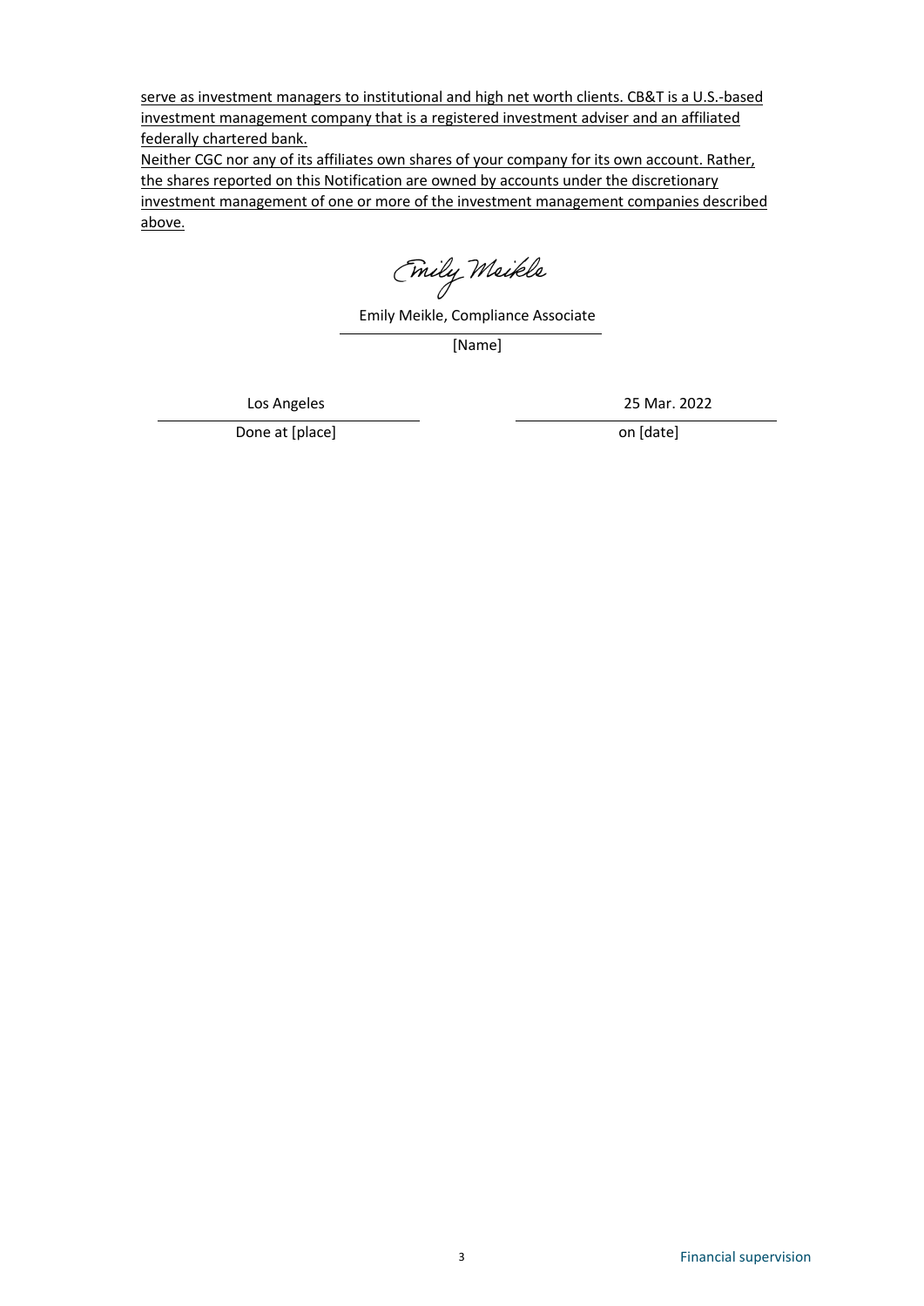serve as investment managers to institutional and high net worth clients. CB&T is a U.S.-based investment management company that is a registered investment adviser and an affiliated federally chartered bank.

Neither CGC nor any of its affiliates own shares of your company for its own account. Rather, the shares reported on this Notification are owned by accounts under the discretionary investment management of one or more of the investment management companies described above.

Emily Meikle

Emily Meikle, Compliance Associate

[Name]

| | |
|---|---|
| Los Angeles | 25 Mar. 2022 |
| Done at [place] | on [date] |